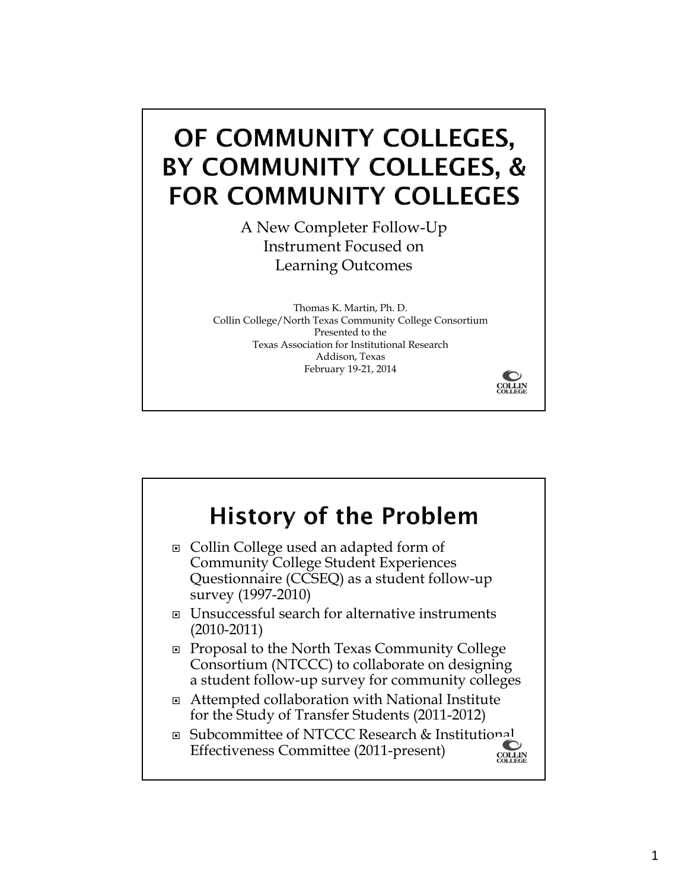# OF COMMUNITY COLLEGES, BY COMMUNITY COLLEGES, & FOR COMMUNITY COLLEGES

A New Completer Follow-Up Instrument Focused on Learning Outcomes

Thomas K. Martin, Ph. D.
Collin College/North Texas Community College Consortium
Presented to the
Texas Association for Institutional Research
Addison, Texas
February 19-21, 2014

# History of the Problem

- Collin College used an adapted form of Community College Student Experiences Questionnaire (CCSEQ) as a student follow-up survey (1997-2010)
- Unsuccessful search for alternative instruments (2010-2011)
- Proposal to the North Texas Community College Consortium (NTCCC) to collaborate on designing a student follow-up survey for community colleges
- Attempted collaboration with National Institute for the Study of Transfer Students (2011-2012)
- Subcommittee of NTCCC Research & Institutional Effectiveness Committee (2011-present)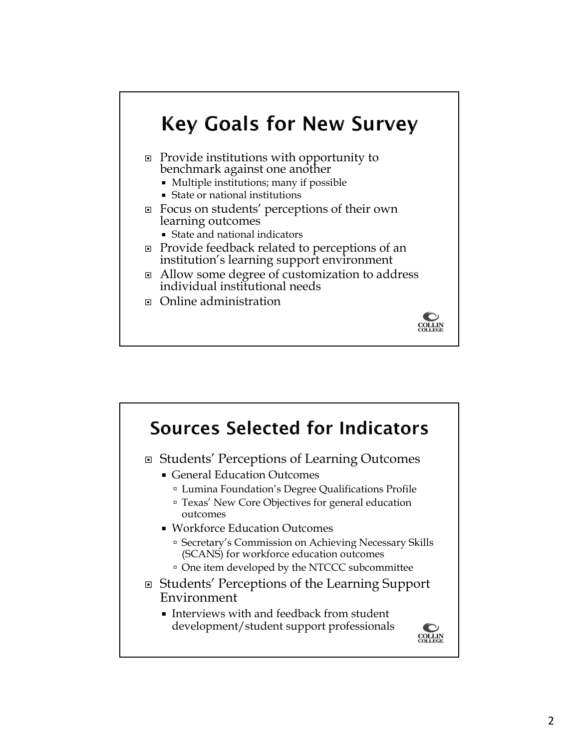## Key Goals for New Survey

- Provide institutions with opportunity to benchmark against one another
  - Multiple institutions; many if possible
  - State or national institutions
- Focus on students' perceptions of their own learning outcomes
  - State and national indicators
- Provide feedback related to perceptions of an institution's learning support environment
- Allow some degree of customization to address individual institutional needs
- Online administration

## Sources Selected for Indicators

- Students' Perceptions of Learning Outcomes
  - General Education Outcomes
    - Lumina Foundation's Degree Qualifications Profile
    - Texas' New Core Objectives for general education outcomes
  - Workforce Education Outcomes
    - Secretary's Commission on Achieving Necessary Skills (SCANS) for workforce education outcomes
    - One item developed by the NTCCC subcommittee
- Students' Perceptions of the Learning Support Environment
  - Interviews with and feedback from student development/student support professionals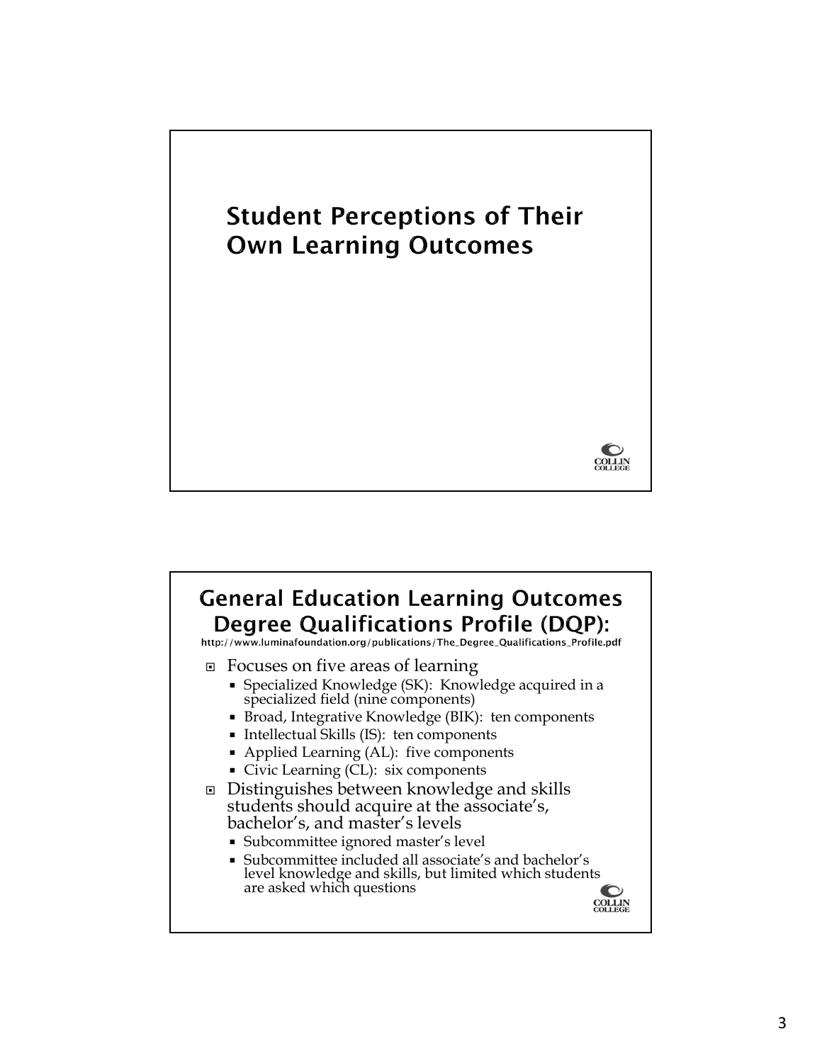# Student Perceptions of Their Own Learning Outcomes

COLLIN COLLEGE

## General Education Learning Outcomes Degree Qualifications Profile (DQP):

http://www.luminafoundation.org/publications/The_Degree_Qualifications_Profile.pdf

- Focuses on five areas of learning
  - Specialized Knowledge (SK): Knowledge acquired in a specialized field (nine components)
  - Broad, Integrative Knowledge (BIK): ten components
  - Intellectual Skills (IS): ten components
  - Applied Learning (AL): five components
  - Civic Learning (CL): six components
- Distinguishes between knowledge and skills students should acquire at the associate's, bachelor's, and master's levels
  - Subcommittee ignored master's level
  - Subcommittee included all associate's and bachelor's level knowledge and skills, but limited which students are asked which questions

COLLIN COLLEGE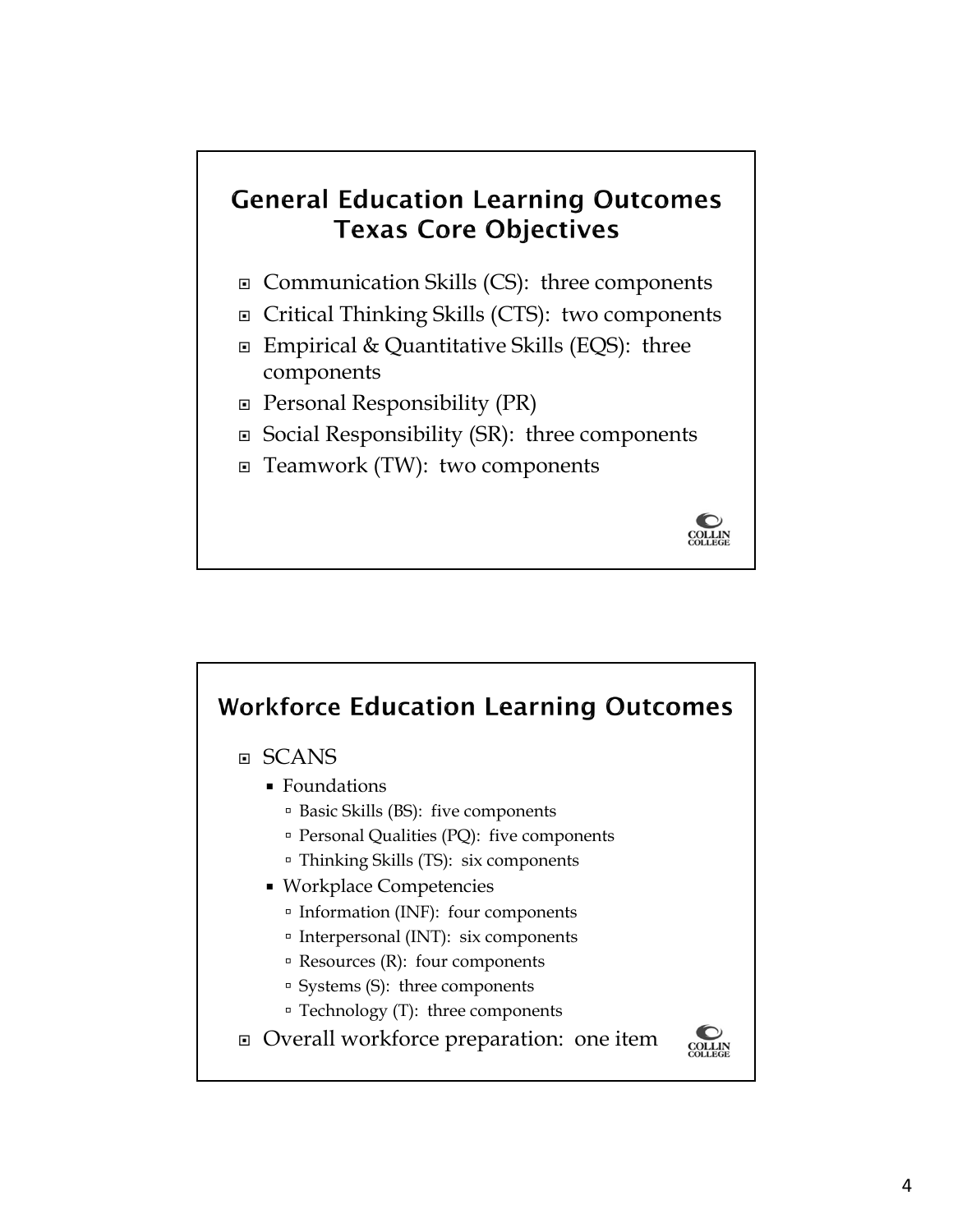## General Education Learning Outcomes
## Texas Core Objectives

- Communication Skills (CS): three components
- Critical Thinking Skills (CTS): two components
- Empirical & Quantitative Skills (EQS): three components
- Personal Responsibility (PR)
- Social Responsibility (SR): three components
- Teamwork (TW): two components

## Workforce Education Learning Outcomes

- SCANS
  - Foundations
    - Basic Skills (BS): five components
    - Personal Qualities (PQ): five components
    - Thinking Skills (TS): six components
  - Workplace Competencies
    - Information (INF): four components
    - Interpersonal (INT): six components
    - Resources (R): four components
    - Systems (S): three components
    - Technology (T): three components
- Overall workforce preparation: one item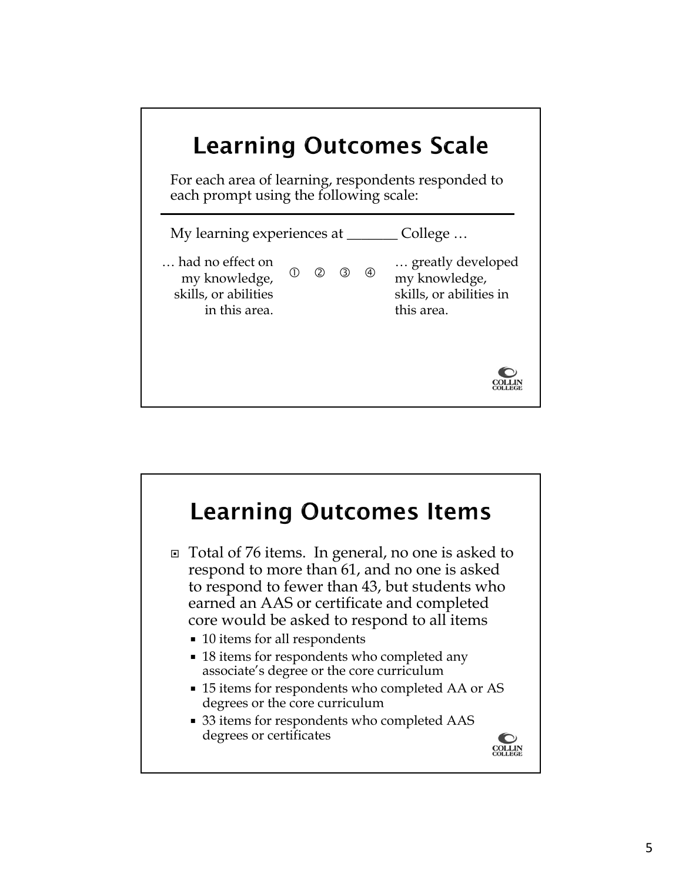## Learning Outcomes Scale

For each area of learning, respondents responded to each prompt using the following scale:

My learning experiences at _______ College …

| … had no effect on my knowledge, skills, or abilities in this area. | ① | ② | ③ | ④ | … greatly developed my knowledge, skills, or abilities in this area. |
|---|---|---|---|---|---|

## Learning Outcomes Items

- Total of 76 items. In general, no one is asked to respond to more than 61, and no one is asked to respond to fewer than 43, but students who earned an AAS or certificate and completed core would be asked to respond to all items
  - 10 items for all respondents
  - 18 items for respondents who completed any associate's degree or the core curriculum
  - 15 items for respondents who completed AA or AS degrees or the core curriculum
  - 33 items for respondents who completed AAS degrees or certificates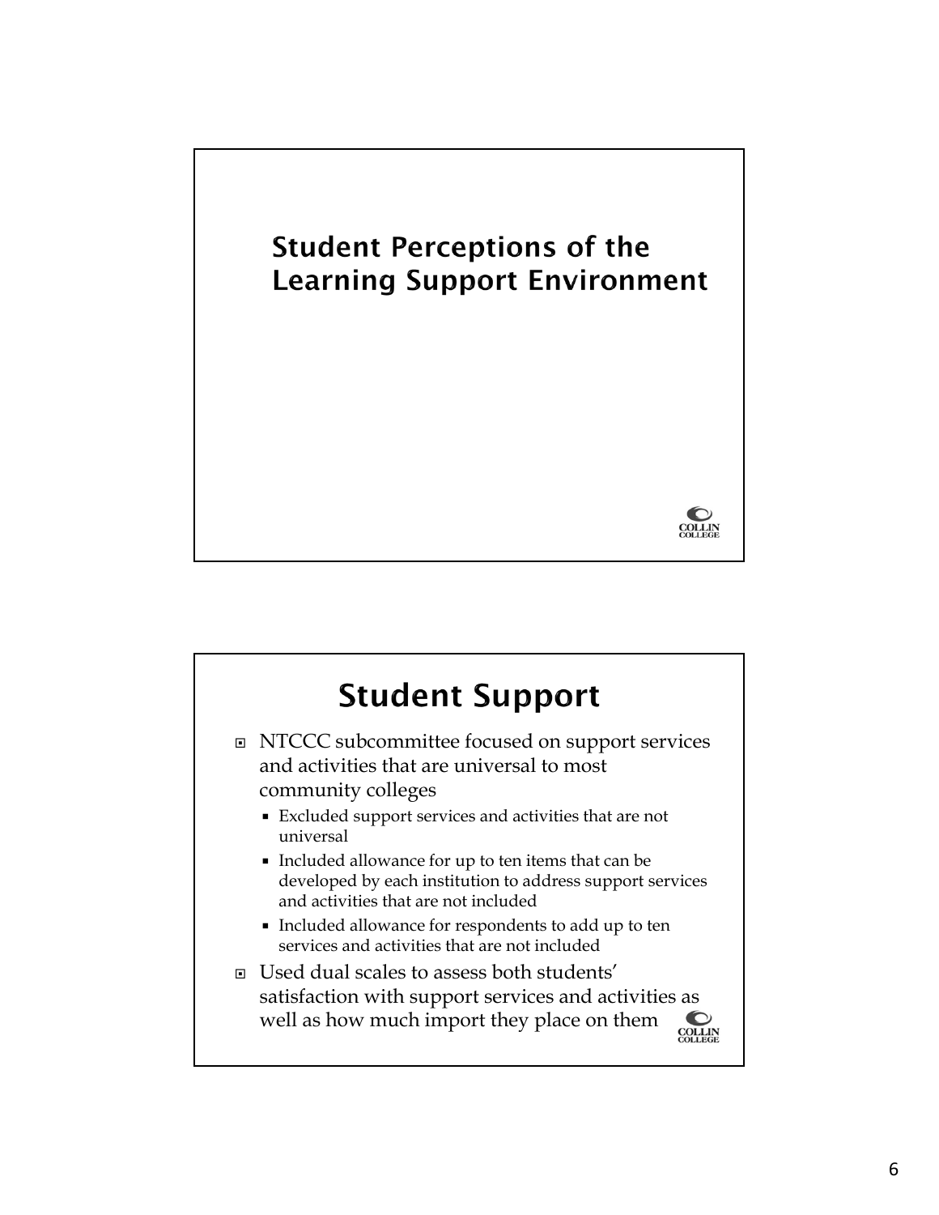## Student Perceptions of the Learning Support Environment

## Student Support

- NTCCC subcommittee focused on support services and activities that are universal to most community colleges
  - Excluded support services and activities that are not universal
  - Included allowance for up to ten items that can be developed by each institution to address support services and activities that are not included
  - Included allowance for respondents to add up to ten services and activities that are not included
- Used dual scales to assess both students' satisfaction with support services and activities as well as how much import they place on them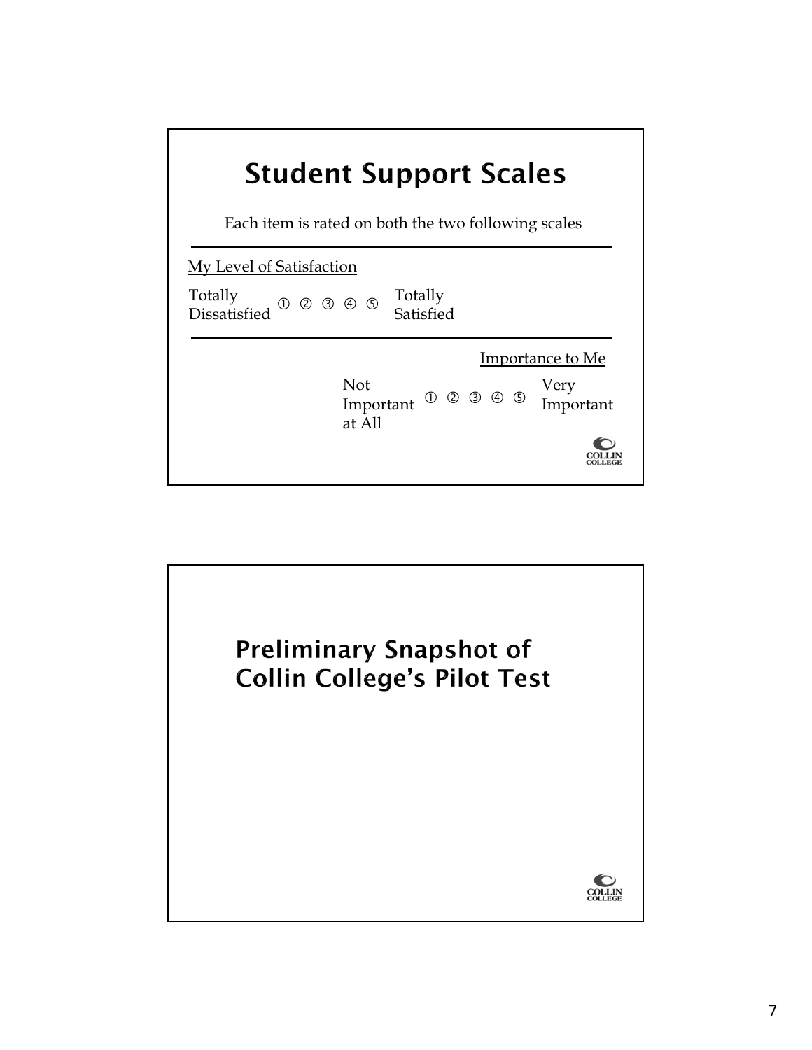# Student Support Scales

Each item is rated on both the two following scales

---

My Level of Satisfaction

Totally Dissatisfied ① ② ③ ④ ⑤ Totally Satisfied

---

Importance to Me

Not Important at All ① ② ③ ④ ⑤ Very Important

COLLIN COLLEGE

# Preliminary Snapshot of Collin College's Pilot Test

COLLIN COLLEGE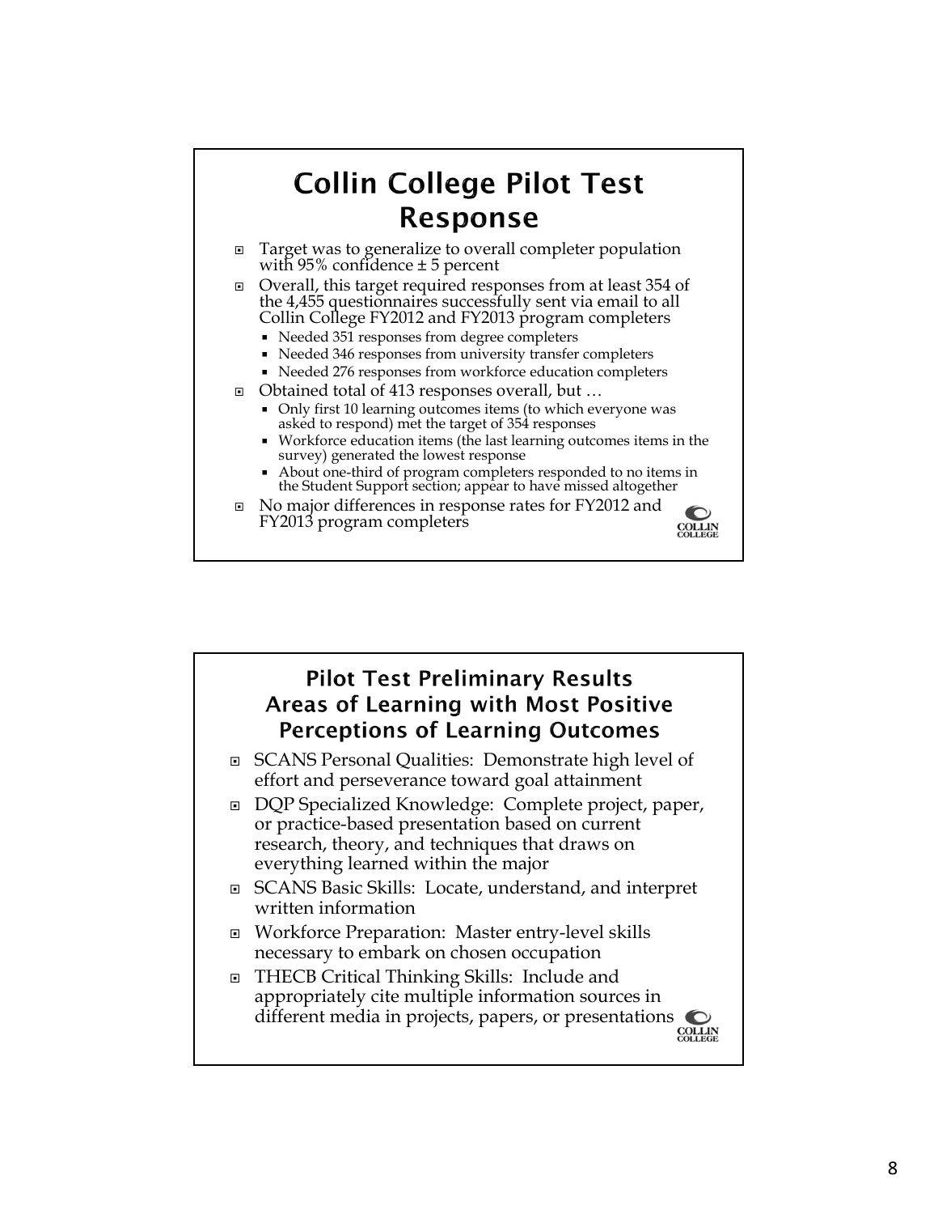## Collin College Pilot Test Response

- Target was to generalize to overall completer population with 95% confidence ± 5 percent
- Overall, this target required responses from at least 354 of the 4,455 questionnaires successfully sent via email to all Collin College FY2012 and FY2013 program completers
  - Needed 351 responses from degree completers
  - Needed 346 responses from university transfer completers
  - Needed 276 responses from workforce education completers
- Obtained total of 413 responses overall, but …
  - Only first 10 learning outcomes items (to which everyone was asked to respond) met the target of 354 responses
  - Workforce education items (the last learning outcomes items in the survey) generated the lowest response
  - About one-third of program completers responded to no items in the Student Support section; appear to have missed altogether
- No major differences in response rates for FY2012 and FY2013 program completers

## Pilot Test Preliminary Results Areas of Learning with Most Positive Perceptions of Learning Outcomes

- SCANS Personal Qualities: Demonstrate high level of effort and perseverance toward goal attainment
- DQP Specialized Knowledge: Complete project, paper, or practice-based presentation based on current research, theory, and techniques that draws on everything learned within the major
- SCANS Basic Skills: Locate, understand, and interpret written information
- Workforce Preparation: Master entry-level skills necessary to embark on chosen occupation
- THECB Critical Thinking Skills: Include and appropriately cite multiple information sources in different media in projects, papers, or presentations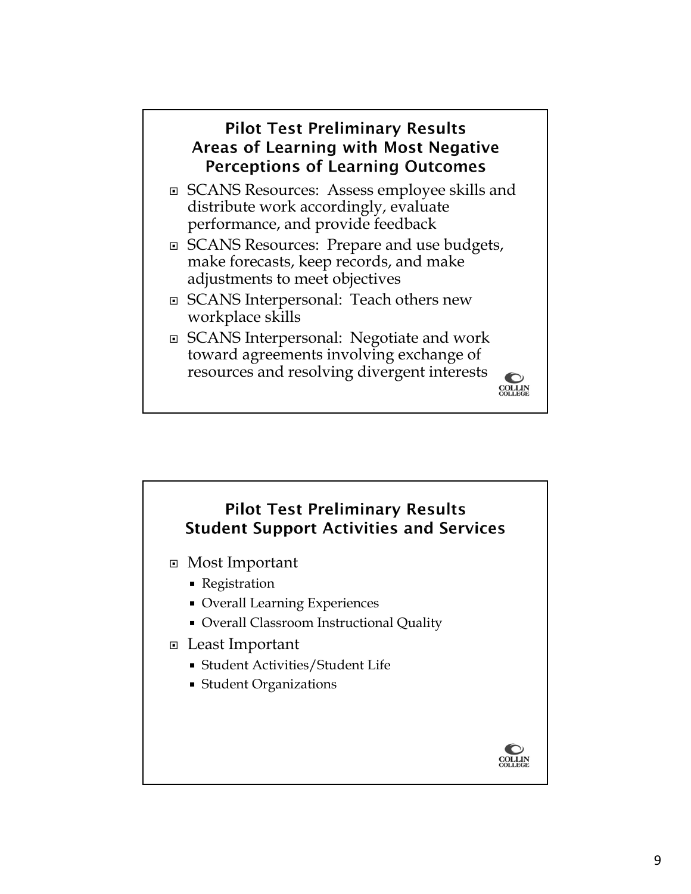## Pilot Test Preliminary Results Areas of Learning with Most Negative Perceptions of Learning Outcomes

- SCANS Resources: Assess employee skills and distribute work accordingly, evaluate performance, and provide feedback
- SCANS Resources: Prepare and use budgets, make forecasts, keep records, and make adjustments to meet objectives
- SCANS Interpersonal: Teach others new workplace skills
- SCANS Interpersonal: Negotiate and work toward agreements involving exchange of resources and resolving divergent interests

COLLIN COLLEGE

## Pilot Test Preliminary Results Student Support Activities and Services

- Most Important
  - Registration
  - Overall Learning Experiences
  - Overall Classroom Instructional Quality
- Least Important
  - Student Activities/Student Life
  - Student Organizations

COLLIN COLLEGE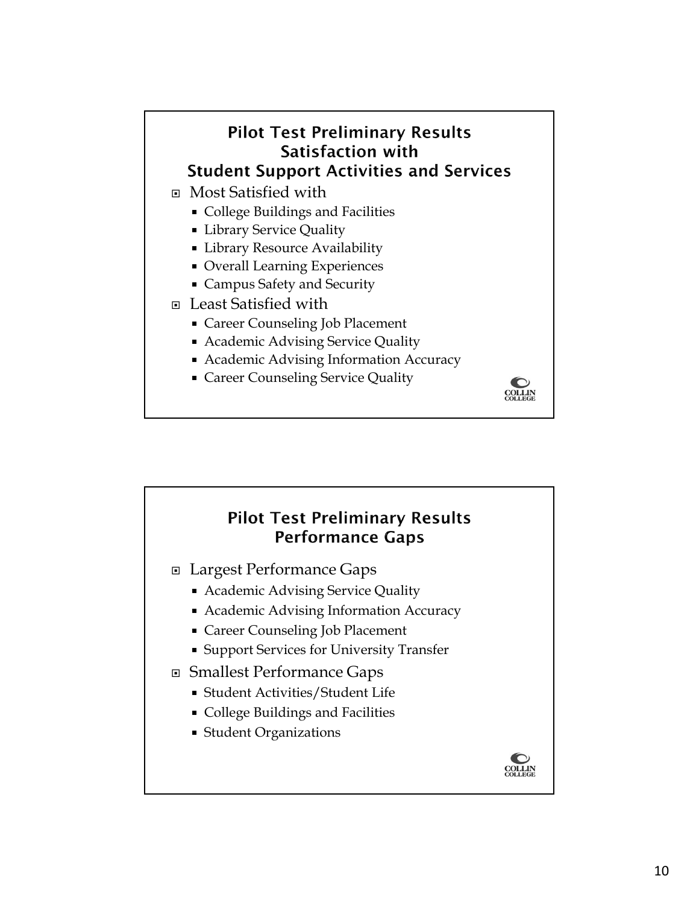## Pilot Test Preliminary Results Satisfaction with Student Support Activities and Services

- Most Satisfied with
  - College Buildings and Facilities
  - Library Service Quality
  - Library Resource Availability
  - Overall Learning Experiences
  - Campus Safety and Security
- Least Satisfied with
  - Career Counseling Job Placement
  - Academic Advising Service Quality
  - Academic Advising Information Accuracy
  - Career Counseling Service Quality

COLLIN COLLEGE

## Pilot Test Preliminary Results Performance Gaps

- Largest Performance Gaps
  - Academic Advising Service Quality
  - Academic Advising Information Accuracy
  - Career Counseling Job Placement
  - Support Services for University Transfer
- Smallest Performance Gaps
  - Student Activities/Student Life
  - College Buildings and Facilities
  - Student Organizations

COLLIN COLLEGE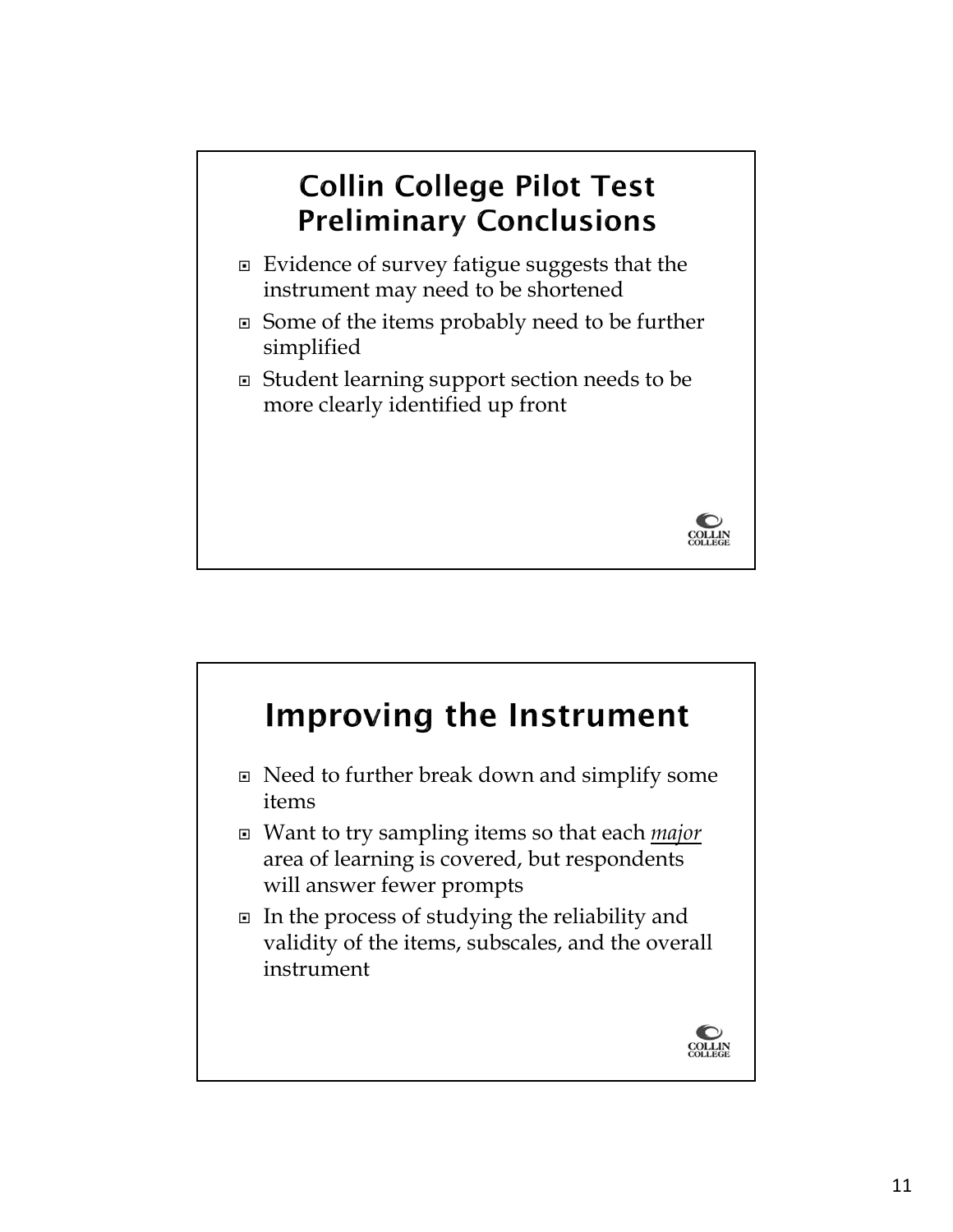## Collin College Pilot Test Preliminary Conclusions

- Evidence of survey fatigue suggests that the instrument may need to be shortened
- Some of the items probably need to be further simplified
- Student learning support section needs to be more clearly identified up front

## Improving the Instrument

- Need to further break down and simplify some items
- Want to try sampling items so that each ***major*** area of learning is covered, but respondents will answer fewer prompts
- In the process of studying the reliability and validity of the items, subscales, and the overall instrument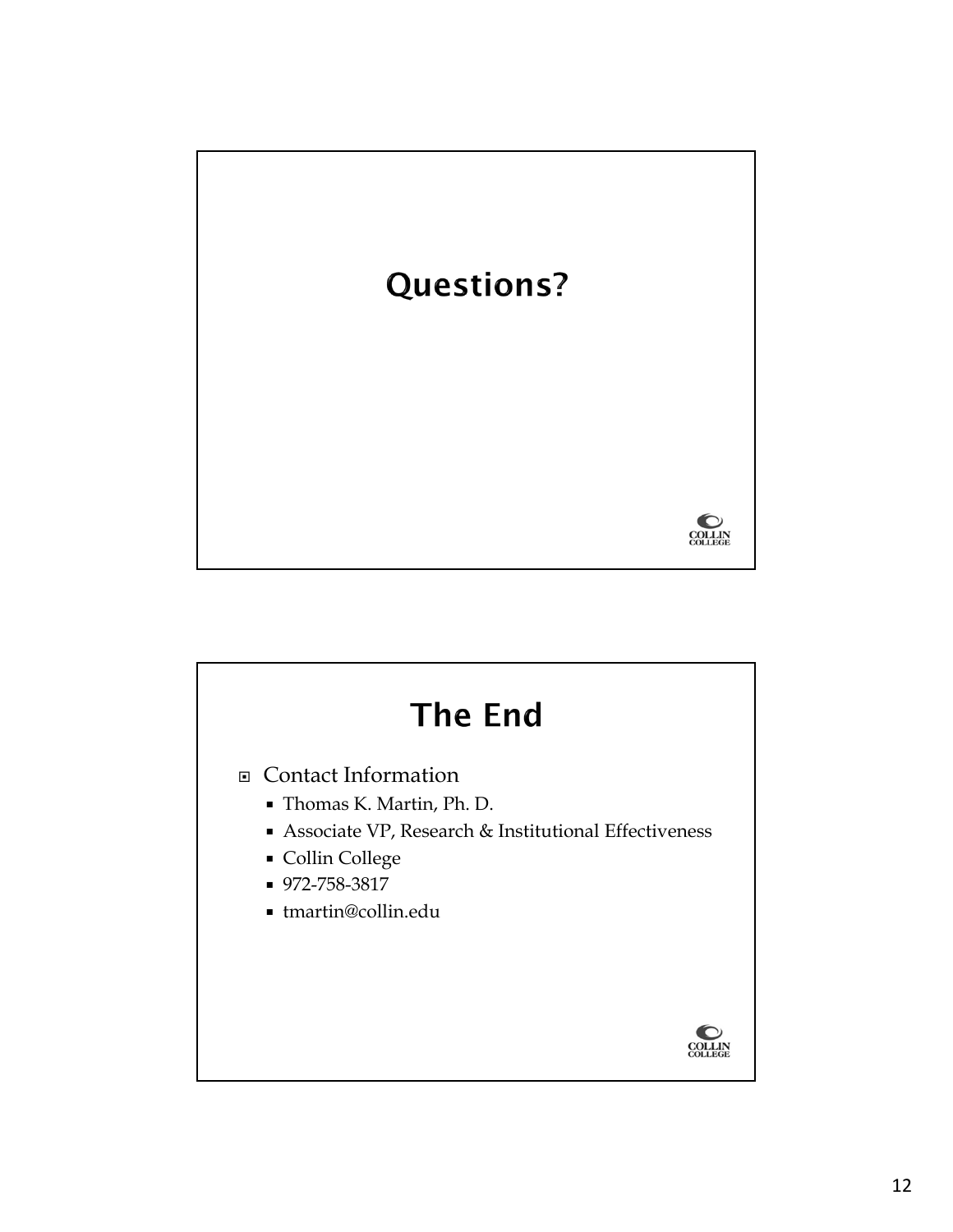# Questions?

# The End

- Contact Information
  - Thomas K. Martin, Ph. D.
  - Associate VP, Research & Institutional Effectiveness
  - Collin College
  - 972-758-3817
  - tmartin@collin.edu